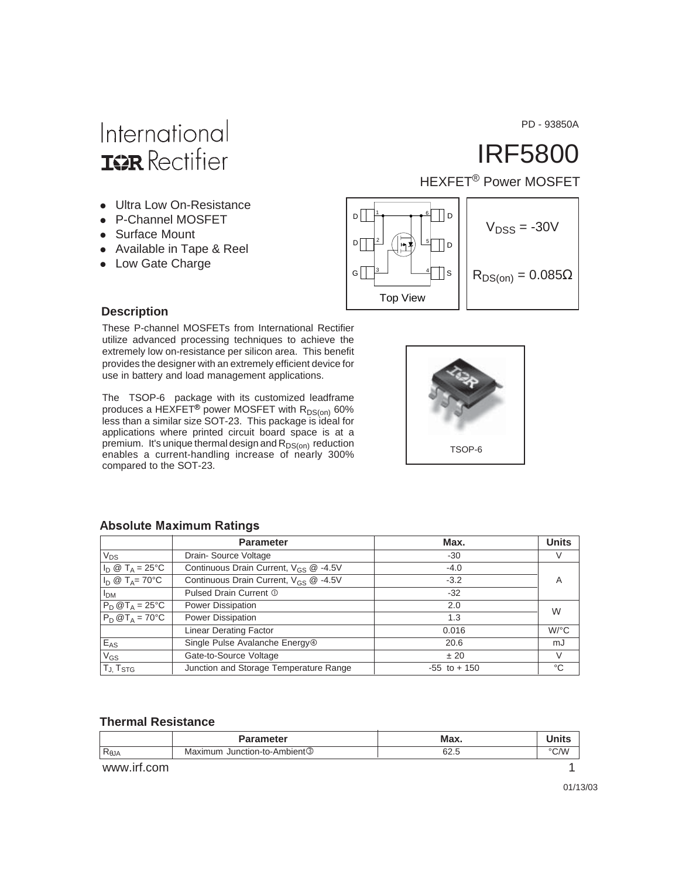PD - 93850A

International
IOR Rectifier

# IRF5800

HEXFET® Power MOSFET

- Ultra Low On-Resistance
- P-Channel MOSFET
- Surface Mount
- Available in Tape & Reel
- Low Gate Charge

D 1, D 2, G 3, 6 D, 5 D, 4 S

Top View

$V_{DSS} = -30V$

$R_{DS(on)} = 0.085\Omega$

## Description

These P-channel MOSFETs from International Rectifier utilize advanced processing techniques to achieve the extremely low on-resistance per silicon area. This benefit provides the designer with an extremely efficient device for use in battery and load management applications.

The TSOP-6 package with its customized leadframe produces a HEXFET® power MOSFET with $R_{DS(on)}$ 60% less than a similar size SOT-23. This package is ideal for applications where printed circuit board space is at a premium. It's unique thermal design and $R_{DS(on)}$ reduction enables a current-handling increase of nearly 300% compared to the SOT-23.

TSOP-6

## Absolute Maximum Ratings

| | Parameter | Max. | Units |
|---|---|---|---|
| $V_{DS}$ | Drain- Source Voltage | -30 | V |
| $I_D$ @ $T_A$ = 25°C | Continuous Drain Current, $V_{GS}$ @ -4.5V | -4.0 | A |
| $I_D$ @ $T_A$= 70°C | Continuous Drain Current, $V_{GS}$ @ -4.5V | -3.2 | |
| $I_{DM}$ | Pulsed Drain Current ① | -32 | |
| $P_D$ @$T_A$ = 25°C | Power Dissipation | 2.0 | W |
| $P_D$ @$T_A$ = 70°C | Power Dissipation | 1.3 | |
| | Linear Derating Factor | 0.016 | W/°C |
| $E_{AS}$ | Single Pulse Avalanche Energy④ | 20.6 | mJ |
| $V_{GS}$ | Gate-to-Source Voltage | ± 20 | V |
| $T_J, T_{STG}$ | Junction and Storage Temperature Range | -55 to + 150 | °C |

## Thermal Resistance

| | Parameter | Max. | Units |
|---|---|---|---|
| $R_{\theta JA}$ | Maximum Junction-to-Ambient③ | 62.5 | °C/W |

www.irf.com

01/13/03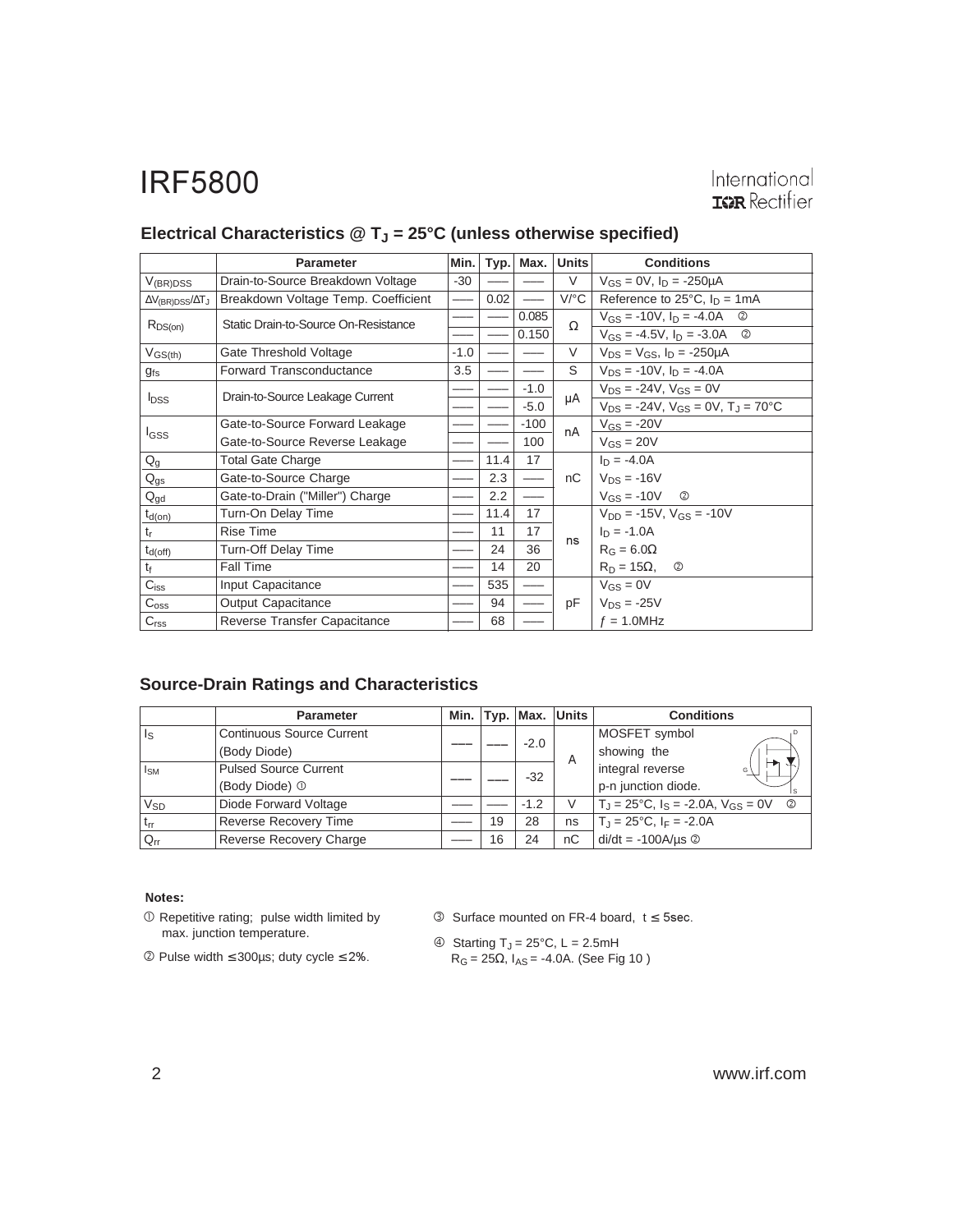## Electrical Characteristics @ $T_J$ = 25°C (unless otherwise specified)

| | Parameter | Min. | Typ. | Max. | Units | Conditions |
|---|---|---|---|---|---|---|
| $V_{(BR)DSS}$ | Drain-to-Source Breakdown Voltage | -30 | —— | —— | V | $V_{GS}$ = 0V, $I_D$ = -250µA |
| $\Delta V_{(BR)DSS}/\Delta T_J$ | Breakdown Voltage Temp. Coefficient | —— | 0.02 | —— | V/°C | Reference to 25°C, $I_D$ = 1mA |
| $R_{DS(on)}$ | Static Drain-to-Source On-Resistance | —— | —— | 0.085 | Ω | $V_{GS}$ = -10V, $I_D$ = -4.0A ② |
| | | —— | —— | 0.150 | | $V_{GS}$ = -4.5V, $I_D$ = -3.0A ② |
| $V_{GS(th)}$ | Gate Threshold Voltage | -1.0 | —— | —— | V | $V_{DS}$ = $V_{GS}$, $I_D$ = -250µA |
| $g_{fs}$ | Forward Transconductance | 3.5 | —— | —— | S | $V_{DS}$ = -10V, $I_D$ = -4.0A |
| $I_{DSS}$ | Drain-to-Source Leakage Current | —— | —— | -1.0 | µA | $V_{DS}$ = -24V, $V_{GS}$ = 0V |
| | | —— | —— | -5.0 | | $V_{DS}$ = -24V, $V_{GS}$ = 0V, $T_J$ = 70°C |
| $I_{GSS}$ | Gate-to-Source Forward Leakage | —— | —— | -100 | nA | $V_{GS}$ = -20V |
| | Gate-to-Source Reverse Leakage | —— | —— | 100 | | $V_{GS}$ = 20V |
| $Q_g$ | Total Gate Charge | —— | 11.4 | 17 | nC | $I_D$ = -4.0A |
| $Q_{gs}$ | Gate-to-Source Charge | —— | 2.3 | —— | | $V_{DS}$ = -16V |
| $Q_{gd}$ | Gate-to-Drain ("Miller") Charge | —— | 2.2 | —— | | $V_{GS}$ = -10V ② |
| $t_{d(on)}$ | Turn-On Delay Time | —— | 11.4 | 17 | ns | $V_{DD}$ = -15V, $V_{GS}$ = -10V |
| $t_r$ | Rise Time | —— | 11 | 17 | | $I_D$ = -1.0A |
| $t_{d(off)}$ | Turn-Off Delay Time | —— | 24 | 36 | | $R_G$ = 6.0Ω |
| $t_f$ | Fall Time | —— | 14 | 20 | | $R_D$ = 15Ω, ② |
| $C_{iss}$ | Input Capacitance | —— | 535 | —— | pF | $V_{GS}$ = 0V |
| $C_{oss}$ | Output Capacitance | —— | 94 | —— | | $V_{DS}$ = -25V |
| $C_{rss}$ | Reverse Transfer Capacitance | —— | 68 | —— | | $f$ = 1.0MHz |

## Source-Drain Ratings and Characteristics

| | Parameter | Min. | Typ. | Max. | Units | Conditions |
|---|---|---|---|---|---|---|
| $I_S$ | Continuous Source Current (Body Diode) | —— | —— | -2.0 | A | MOSFET symbol showing the integral reverse p-n junction diode. |
| $I_{SM}$ | Pulsed Source Current (Body Diode) ① | —— | —— | -32 | | |
| $V_{SD}$ | Diode Forward Voltage | —— | —— | -1.2 | V | $T_J$ = 25°C, $I_S$ = -2.0A, $V_{GS}$ = 0V ② |
| $t_{rr}$ | Reverse Recovery Time | —— | 19 | 28 | ns | $T_J$ = 25°C, $I_F$ = -2.0A |
| $Q_{rr}$ | Reverse Recovery Charge | —— | 16 | 24 | nC | di/dt = -100A/µs ② |

**Notes:**

① Repetitive rating; pulse width limited by max. junction temperature.

② Pulse width ≤ 300µs; duty cycle ≤ 2%.

③ Surface mounted on FR-4 board, t ≤ 5sec.

④ Starting $T_J$ = 25°C, L = 2.5mH $R_G$ = 25Ω, $I_{AS}$ = -4.0A. (See Fig 10 )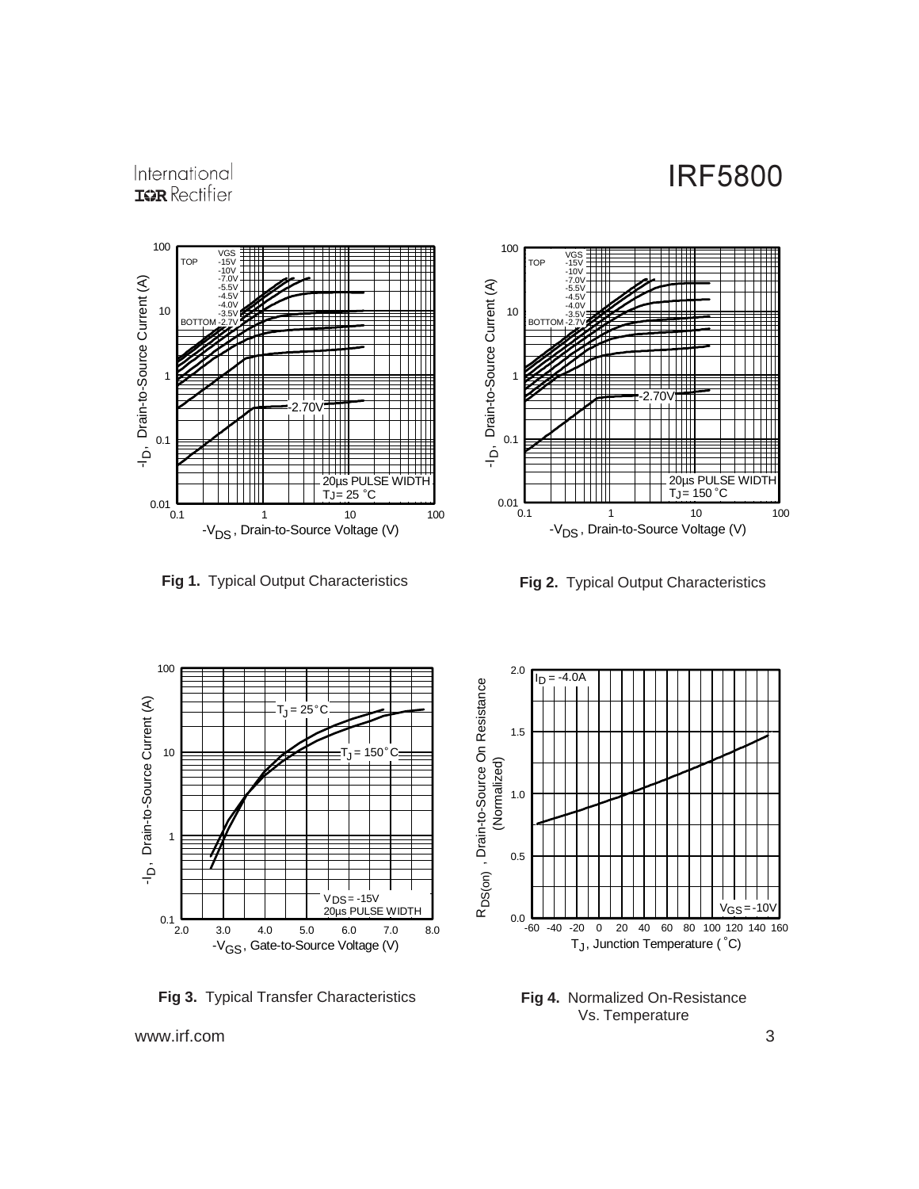**Fig 1.** Typical Output Characteristics

**Fig 2.** Typical Output Characteristics

**Fig 3.** Typical Transfer Characteristics

**Fig 4.** Normalized On-Resistance Vs. Temperature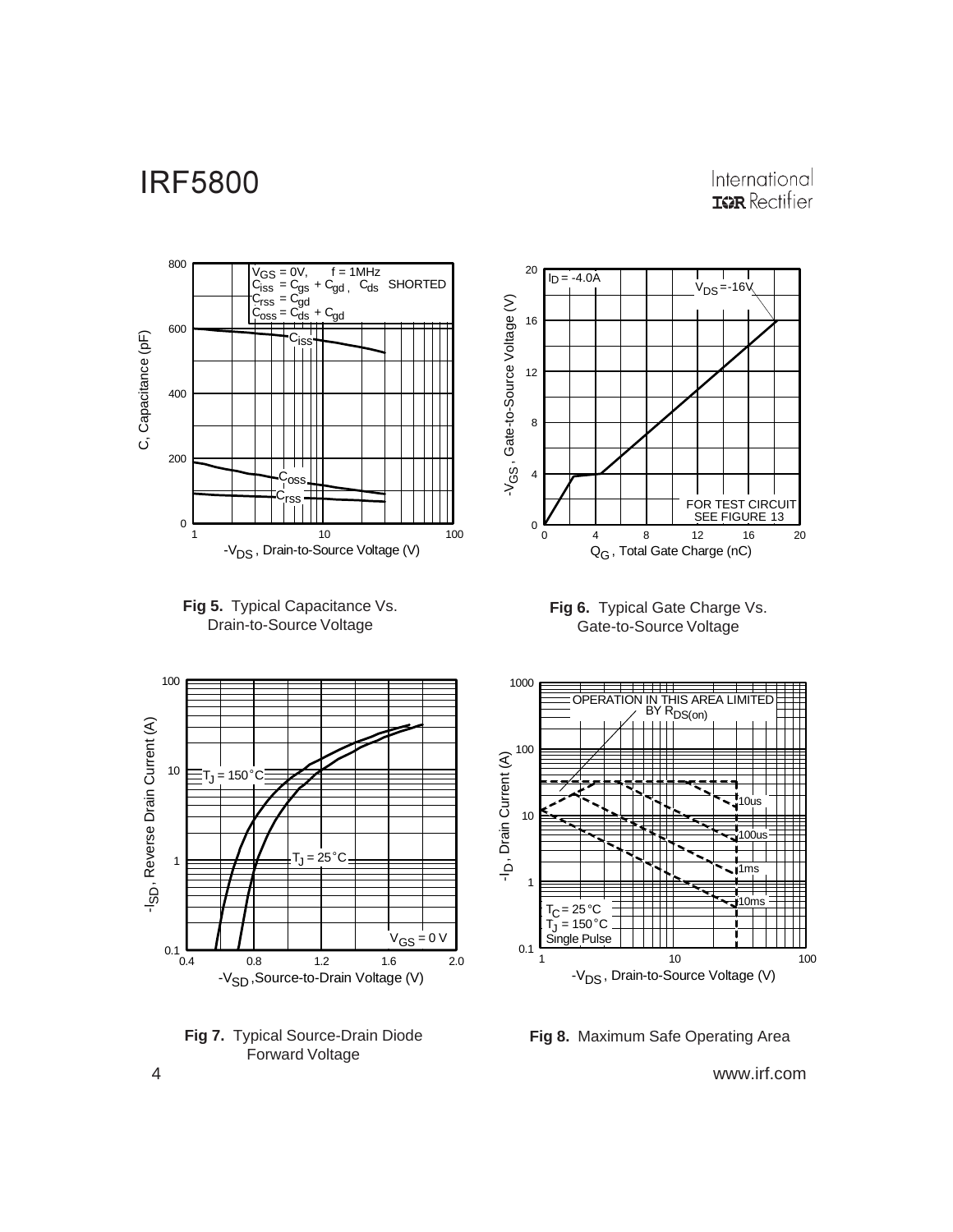**Fig 5.** Typical Capacitance Vs. Drain-to-Source Voltage

**Fig 6.** Typical Gate Charge Vs. Gate-to-Source Voltage

**Fig 7.** Typical Source-Drain Diode Forward Voltage

**Fig 8.** Maximum Safe Operating Area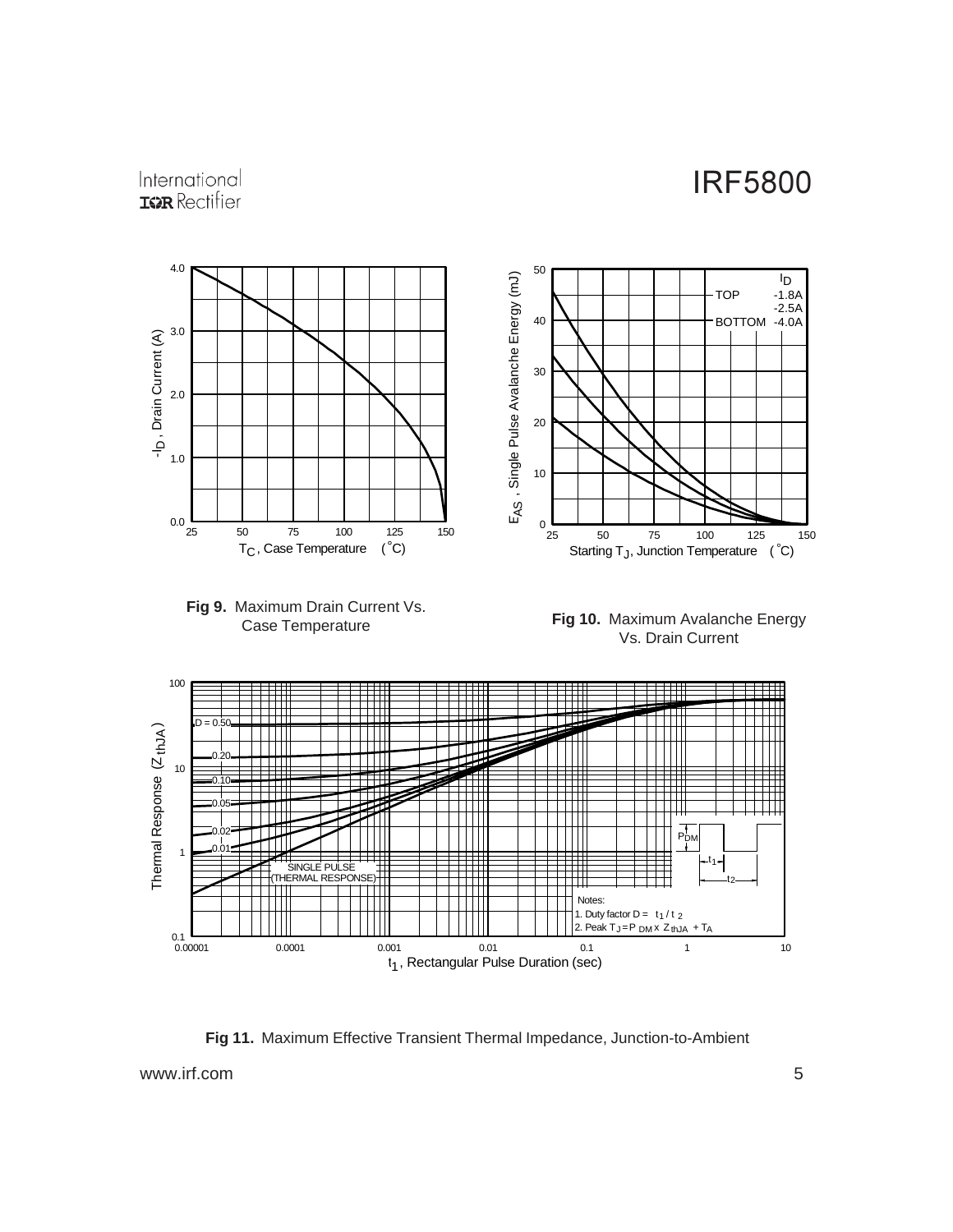Fig 9. Maximum Drain Current Vs. Case Temperature

Fig 10. Maximum Avalanche Energy Vs. Drain Current

Fig 11. Maximum Effective Transient Thermal Impedance, Junction-to-Ambient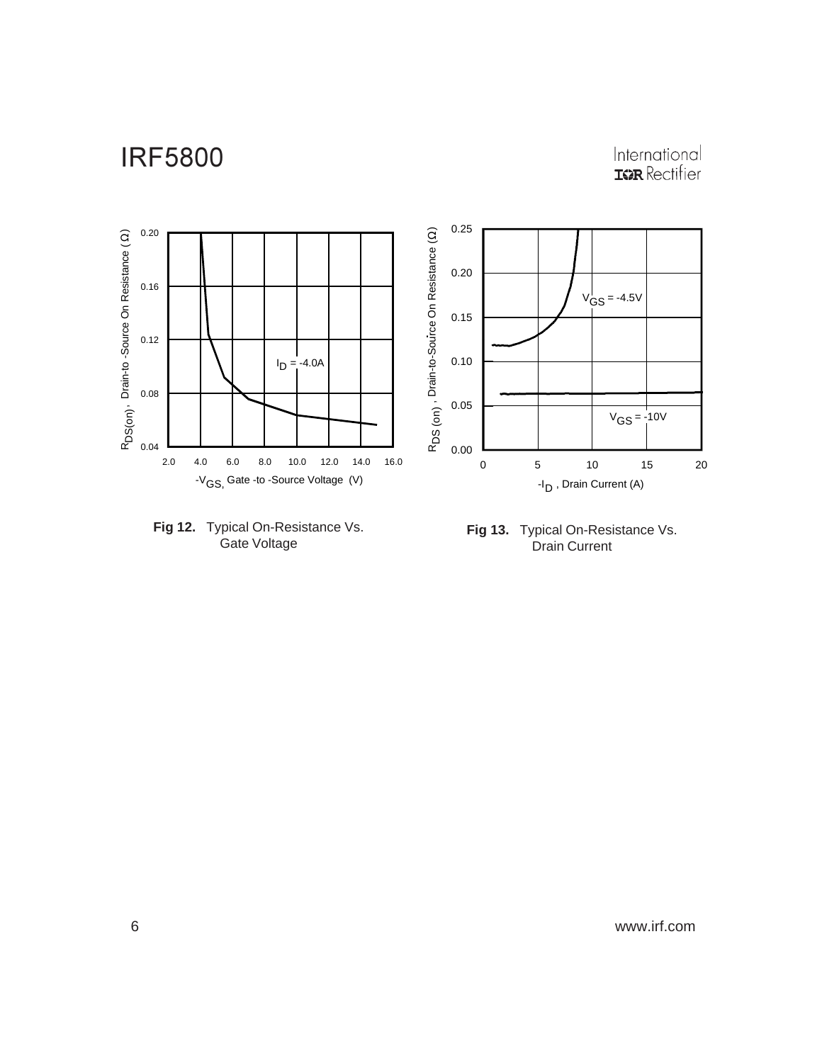**Fig 12.** Typical On-Resistance Vs. Gate Voltage

**Fig 13.** Typical On-Resistance Vs. Drain Current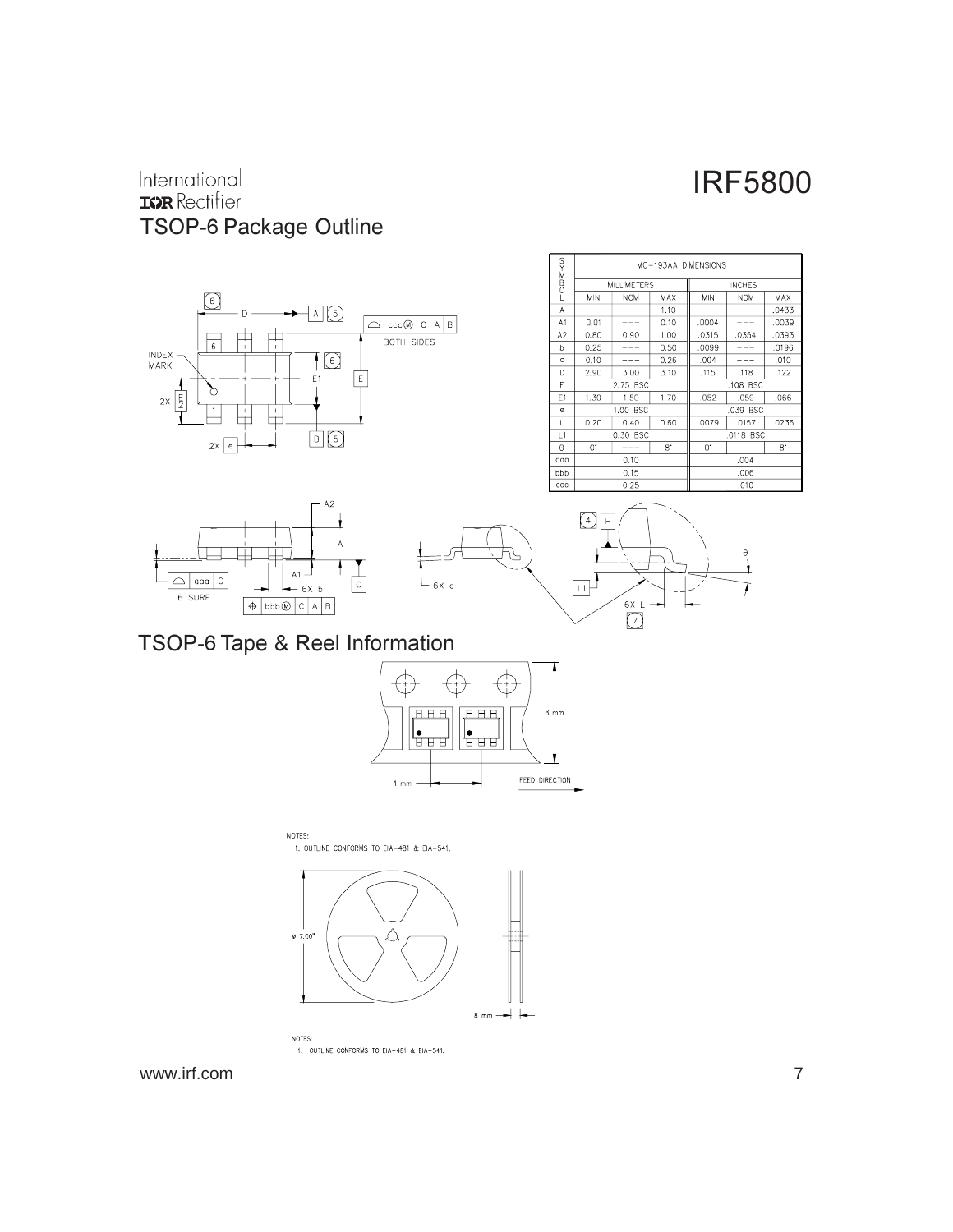## TSOP-6 Package Outline

| SYMBOL | MO-193AA DIMENSIONS | | | | | |
|---|---|---|---|---|---|---|
| | MILLIMETERS | | | INCHES | | |
| | MIN | NOM | MAX | MIN | NOM | MAX |
| A | --- | --- | 1.10 | --- | --- | .0433 |
| A1 | 0.01 | --- | 0.10 | .0004 | --- | .0039 |
| A2 | 0.80 | 0.90 | 1.00 | .0315 | .0354 | .0393 |
| b | 0.25 | --- | 0.50 | .0099 | --- | .0196 |
| c | 0.10 | --- | 0.26 | .004 | --- | .010 |
| D | 2.90 | 3.00 | 3.10 | .115 | .118 | .122 |
| E | | 2.75 BSC | | | .108 BSC | |
| E1 | 1.30 | 1.50 | 1.70 | .052 | .059 | .066 |
| e | | 1.00 BSC | | | .039 BSC | |
| L | 0.20 | 0.40 | 0.60 | .0079 | .0157 | .0236 |
| L1 | | 0.30 BSC | | | .0118 BSC | |
| θ | 0° | --- | 8° | 0° | --- | 8° |
| aaa | | 0.10 | | | .004 | |
| bbb | | 0.15 | | | .006 | |
| ccc | | 0.25 | | | .010 | |

## TSOP-6 Tape & Reel Information

8 mm

4 mm

FEED DIRECTION

NOTES:
1. OUTLINE CONFORMS TO EIA-481 & EIA-541.

ø 7.00"

8 mm

NOTES:
1. OUTLINE CONFORMS TO EIA-481 & EIA-541.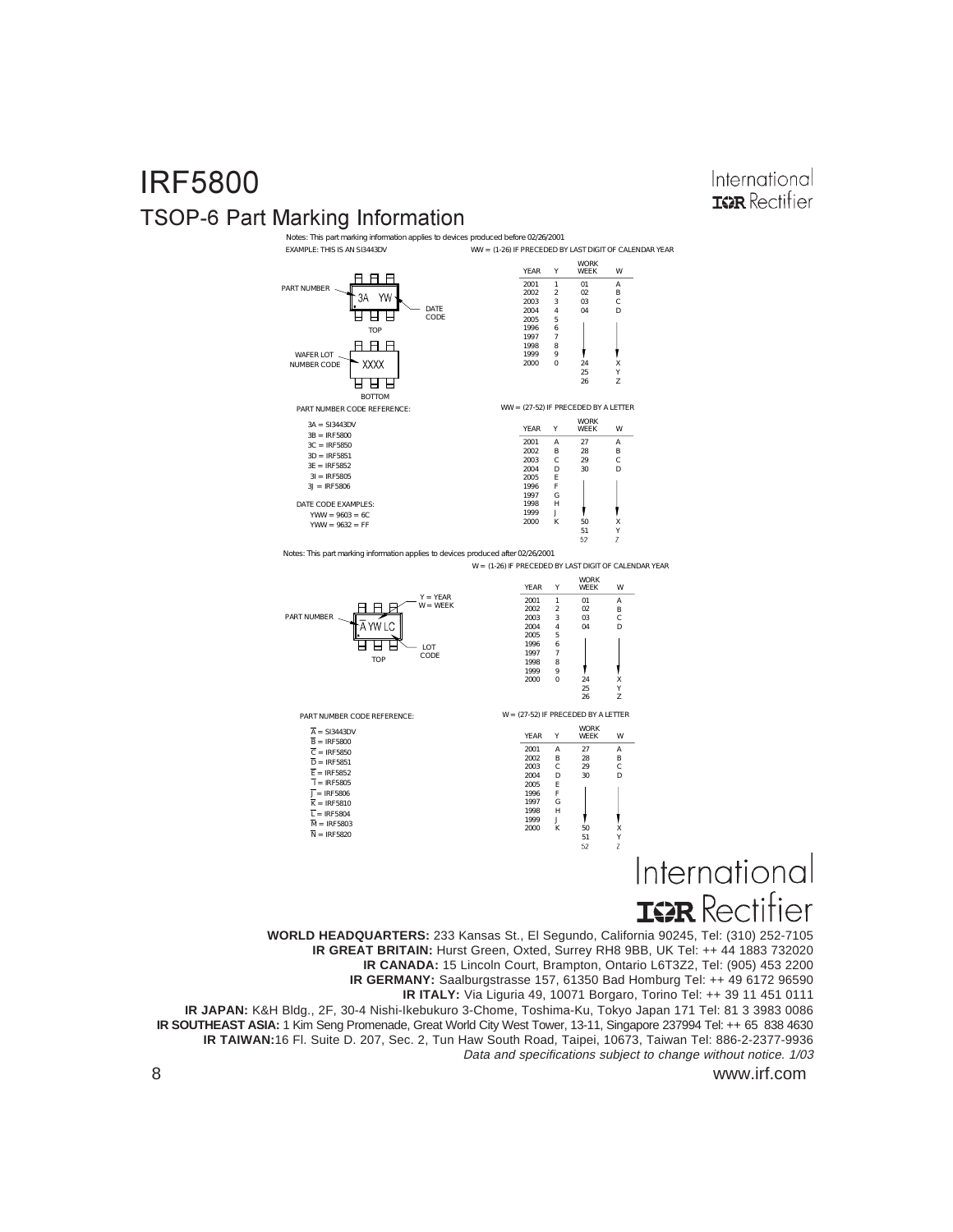# IRF5800

## TSOP-6 Part Marking Information

Notes: This part marking information applies to devices produced before 02/26/2001

EXAMPLE: THIS IS AN SI3443DV

PART NUMBER
3A YW
DATE CODE
TOP

WAFER LOT NUMBER CODE
XXXX
BOTTOM

WW = (1-26) IF PRECEDED BY LAST DIGIT OF CALENDAR YEAR

| YEAR | Y | WORK WEEK | W |
|---|---|---|---|
| 2001 | 1 | 01 | A |
| 2002 | 2 | 02 | B |
| 2003 | 3 | 03 | C |
| 2004 | 4 | 04 | D |
| 2005 | 5 | | |
| 1996 | 6 | | |
| 1997 | 7 | | |
| 1998 | 8 | | |
| 1999 | 9 | | |
| 2000 | 0 | 24 | X |
| | | 25 | Y |
| | | 26 | Z |

PART NUMBER CODE REFERENCE:

3A = SI3443DV
3B = IRF5800
3C = IRF5850
3D = IRF5851
3E = IRF5852
3I = IRF5805
3J = IRF5806

DATE CODE EXAMPLES:
YWW = 9603 = 6C
YWW = 9632 = FF

WW = (27-52) IF PRECEDED BY A LETTER

| YEAR | Y | WORK WEEK | W |
|---|---|---|---|
| 2001 | A | 27 | A |
| 2002 | B | 28 | B |
| 2003 | C | 29 | C |
| 2004 | D | 30 | D |
| 2005 | E | | |
| 1996 | F | | |
| 1997 | G | | |
| 1998 | H | | |
| 1999 | J | | |
| 2000 | K | 50 | X |
| | | 51 | Y |
| | | 52 | Z |

Notes: This part marking information applies to devices produced after 02/26/2001

PART NUMBER
A YW LC
Y = YEAR
W = WEEK
LOT CODE
TOP

W = (1-26) IF PRECEDED BY LAST DIGIT OF CALENDAR YEAR

| YEAR | Y | WORK WEEK | W |
|---|---|---|---|
| 2001 | 1 | 01 | A |
| 2002 | 2 | 02 | B |
| 2003 | 3 | 03 | C |
| 2004 | 4 | 04 | D |
| 2005 | 5 | | |
| 1996 | 6 | | |
| 1997 | 7 | | |
| 1998 | 8 | | |
| 1999 | 9 | | |
| 2000 | 0 | 24 | X |
| | | 25 | Y |
| | | 26 | Z |

PART NUMBER CODE REFERENCE:

$\overline{A}$ = SI3443DV
$\overline{B}$ = IRF5800
$\overline{C}$ = IRF5850
$\overline{D}$ = IRF5851
$\overline{E}$ = IRF5852
$\overline{I}$ = IRF5805
$\overline{J}$ = IRF5806
$\overline{K}$ = IRF5810
$\overline{L}$ = IRF5804
$\overline{M}$ = IRF5803
$\overline{N}$ = IRF5820

W = (27-52) IF PRECEDED BY A LETTER

| YEAR | Y | WORK WEEK | W |
|---|---|---|---|
| 2001 | A | 27 | A |
| 2002 | B | 28 | B |
| 2003 | C | 29 | C |
| 2004 | D | 30 | D |
| 2005 | E | | |
| 1996 | F | | |
| 1997 | G | | |
| 1998 | H | | |
| 1999 | J | | |
| 2000 | K | 50 | X |
| | | 51 | Y |
| | | 52 | Z |

International
IOR Rectifier

**WORLD HEADQUARTERS:** 233 Kansas St., El Segundo, California 90245, Tel: (310) 252-7105
**IR GREAT BRITAIN:** Hurst Green, Oxted, Surrey RH8 9BB, UK Tel: ++ 44 1883 732020
**IR CANADA:** 15 Lincoln Court, Brampton, Ontario L6T3Z2, Tel: (905) 453 2200
**IR GERMANY:** Saalburgstrasse 157, 61350 Bad Homburg Tel: ++ 49 6172 96590
**IR ITALY:** Via Liguria 49, 10071 Borgaro, Torino Tel: ++ 39 11 451 0111
**IR JAPAN:** K&H Bldg., 2F, 30-4 Nishi-Ikebukuro 3-Chome, Toshima-Ku, Tokyo Japan 171 Tel: 81 3 3983 0086
**IR SOUTHEAST ASIA:** 1 Kim Seng Promenade, Great World City West Tower, 13-11, Singapore 237994 Tel: ++ 65 838 4630
**IR TAIWAN:** 16 Fl. Suite D. 207, Sec. 2, Tun Haw South Road, Taipei, 10673, Taiwan Tel: 886-2-2377-9936
*Data and specifications subject to change without notice. 1/03*